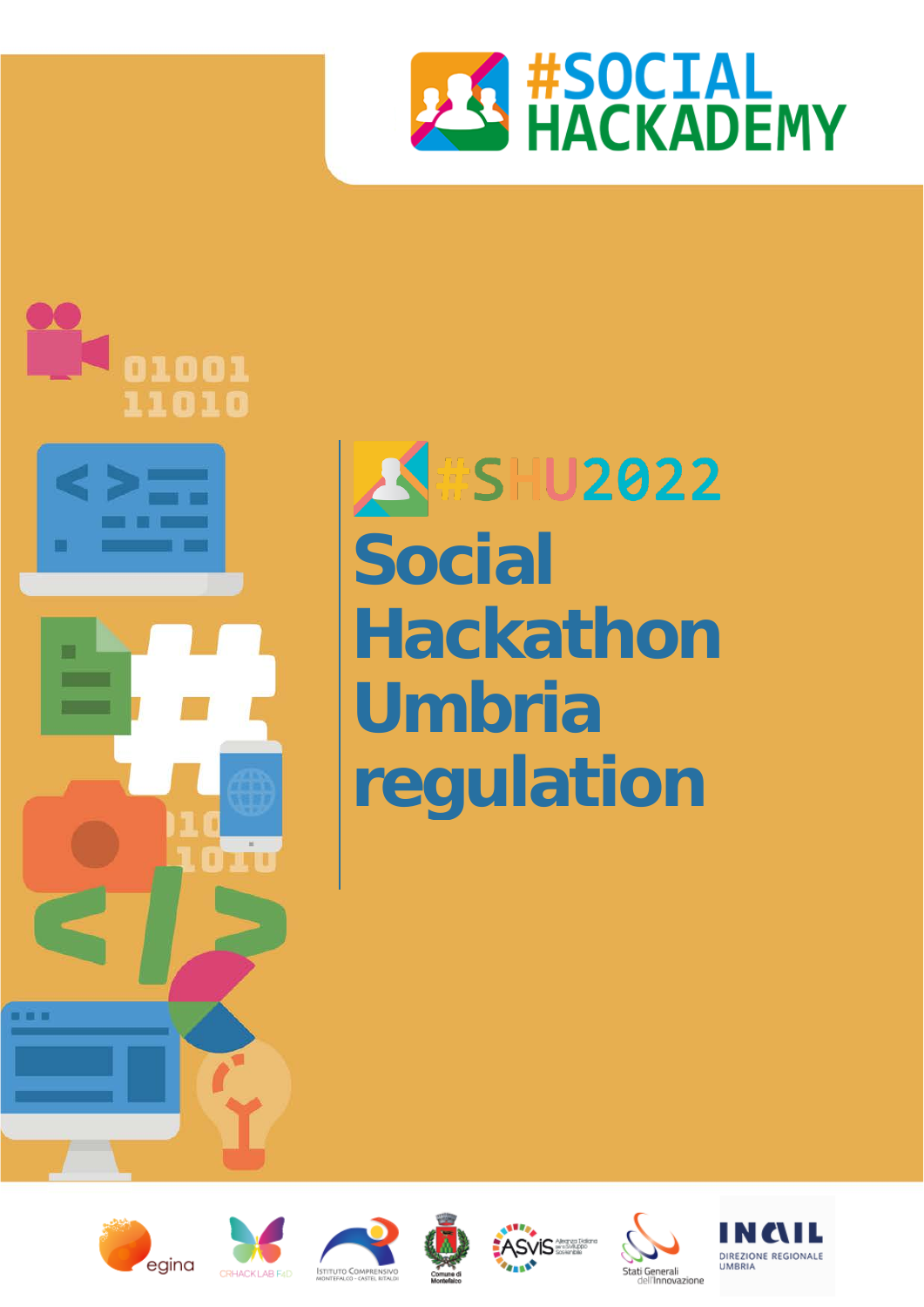# #SOCIAL HACKADEMY

#SHU2022

# Social Hackathon Umbria regulation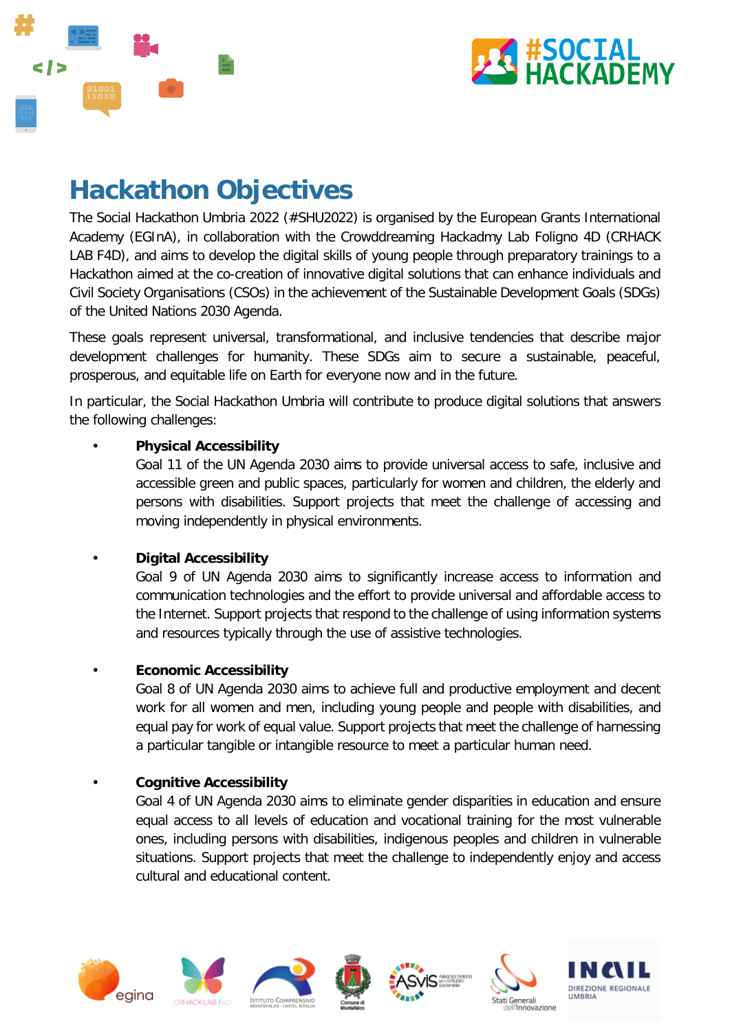# Hackathon Objectives

The Social Hackathon Umbria 2022 (#SHU2022) is organised by the European Grants International Academy (EGInA), in collaboration with the Crowddreaming Hackadmy Lab Foligno 4D (CRHACK LAB F4D), and aims to develop the digital skills of young people through preparatory trainings to a Hackathon aimed at the co-creation of innovative digital solutions that can enhance individuals and Civil Society Organisations (CSOs) in the achievement of the Sustainable Development Goals (SDGs) of the United Nations 2030 Agenda.

These goals represent universal, transformational, and inclusive tendencies that describe major development challenges for humanity. These SDGs aim to secure a sustainable, peaceful, prosperous, and equitable life on Earth for everyone now and in the future.

In particular, the Social Hackathon Umbria will contribute to produce digital solutions that answers the following challenges:

- **Physical Accessibility**
  Goal 11 of the UN Agenda 2030 aims to provide universal access to safe, inclusive and accessible green and public spaces, particularly for women and children, the elderly and persons with disabilities. Support projects that meet the challenge of accessing and moving independently in physical environments.

- **Digital Accessibility**
  Goal 9 of UN Agenda 2030 aims to significantly increase access to information and communication technologies and the effort to provide universal and affordable access to the Internet. Support projects that respond to the challenge of using information systems and resources typically through the use of assistive technologies.

- **Economic Accessibility**
  Goal 8 of UN Agenda 2030 aims to achieve full and productive employment and decent work for all women and men, including young people and people with disabilities, and equal pay for work of equal value. Support projects that meet the challenge of harnessing a particular tangible or intangible resource to meet a particular human need.

- **Cognitive Accessibility**
  Goal 4 of UN Agenda 2030 aims to eliminate gender disparities in education and ensure equal access to all levels of education and vocational training for the most vulnerable ones, including persons with disabilities, indigenous peoples and children in vulnerable situations. Support projects that meet the challenge to independently enjoy and access cultural and educational content.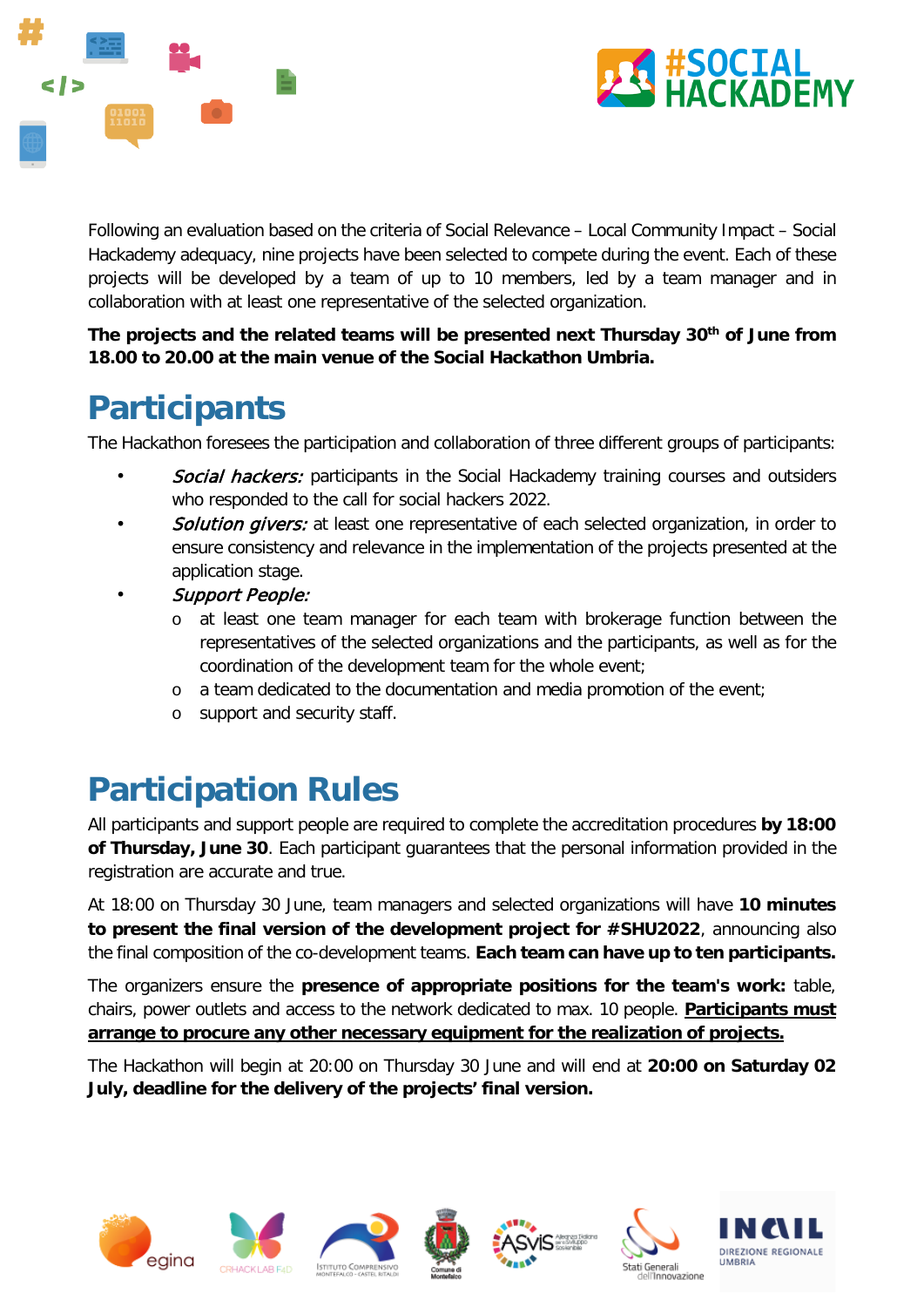Following an evaluation based on the criteria of Social Relevance – Local Community Impact – Social Hackademy adequacy, nine projects have been selected to compete during the event. Each of these projects will be developed by a team of up to 10 members, led by a team manager and in collaboration with at least one representative of the selected organization.

**The projects and the related teams will be presented next Thursday 30th of June from 18.00 to 20.00 at the main venue of the Social Hackathon Umbria.**

## Participants

The Hackathon foresees the participation and collaboration of three different groups of participants:

- *Social hackers:* participants in the Social Hackademy training courses and outsiders who responded to the call for social hackers 2022.
- *Solution givers:* at least one representative of each selected organization, in order to ensure consistency and relevance in the implementation of the projects presented at the application stage.
- *Support People:*
  - at least one team manager for each team with brokerage function between the representatives of the selected organizations and the participants, as well as for the coordination of the development team for the whole event;
  - a team dedicated to the documentation and media promotion of the event;
  - support and security staff.

## Participation Rules

All participants and support people are required to complete the accreditation procedures **by 18:00 of Thursday, June 30**. Each participant guarantees that the personal information provided in the registration are accurate and true.

At 18:00 on Thursday 30 June, team managers and selected organizations will have **10 minutes to present the final version of the development project for #SHU2022**, announcing also the final composition of the co-development teams. **Each team can have up to ten participants.**

The organizers ensure the **presence of appropriate positions for the team's work:** table, chairs, power outlets and access to the network dedicated to max. 10 people. **Participants must arrange to procure any other necessary equipment for the realization of projects.**

The Hackathon will begin at 20:00 on Thursday 30 June and will end at **20:00 on Saturday 02 July, deadline for the delivery of the projects' final version.**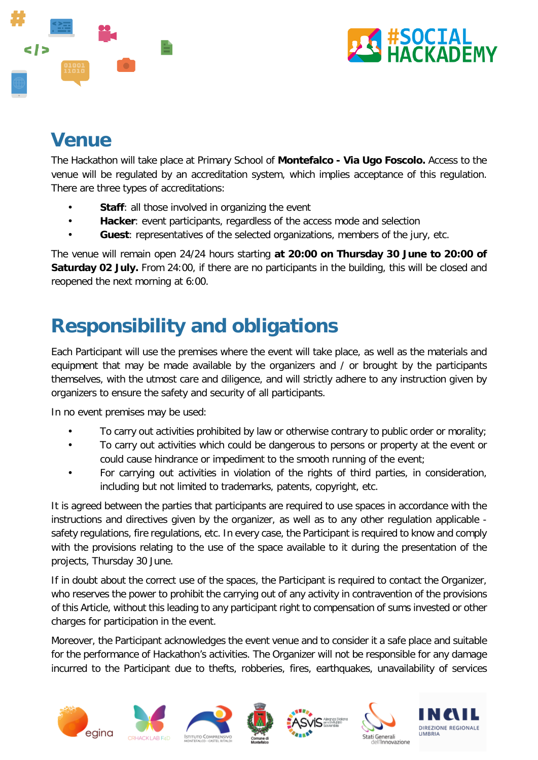## Venue

The Hackathon will take place at Primary School of **Montefalco - Via Ugo Foscolo.** Access to the venue will be regulated by an accreditation system, which implies acceptance of this regulation. There are three types of accreditations:

- **Staff**: all those involved in organizing the event
- **Hacker**: event participants, regardless of the access mode and selection
- **Guest**: representatives of the selected organizations, members of the jury, etc.

The venue will remain open 24/24 hours starting **at 20:00 on Thursday 30 June to 20:00 of Saturday 02 July.** From 24:00, if there are no participants in the building, this will be closed and reopened the next morning at 6:00.

## Responsibility and obligations

Each Participant will use the premises where the event will take place, as well as the materials and equipment that may be made available by the organizers and / or brought by the participants themselves, with the utmost care and diligence, and will strictly adhere to any instruction given by organizers to ensure the safety and security of all participants.

In no event premises may be used:

- To carry out activities prohibited by law or otherwise contrary to public order or morality;
- To carry out activities which could be dangerous to persons or property at the event or could cause hindrance or impediment to the smooth running of the event;
- For carrying out activities in violation of the rights of third parties, in consideration, including but not limited to trademarks, patents, copyright, etc.

It is agreed between the parties that participants are required to use spaces in accordance with the instructions and directives given by the organizer, as well as to any other regulation applicable - safety regulations, fire regulations, etc. In every case, the Participant is required to know and comply with the provisions relating to the use of the space available to it during the presentation of the projects, Thursday 30 June.

If in doubt about the correct use of the spaces, the Participant is required to contact the Organizer, who reserves the power to prohibit the carrying out of any activity in contravention of the provisions of this Article, without this leading to any participant right to compensation of sums invested or other charges for participation in the event.

Moreover, the Participant acknowledges the event venue and to consider it a safe place and suitable for the performance of Hackathon's activities. The Organizer will not be responsible for any damage incurred to the Participant due to thefts, robberies, fires, earthquakes, unavailability of services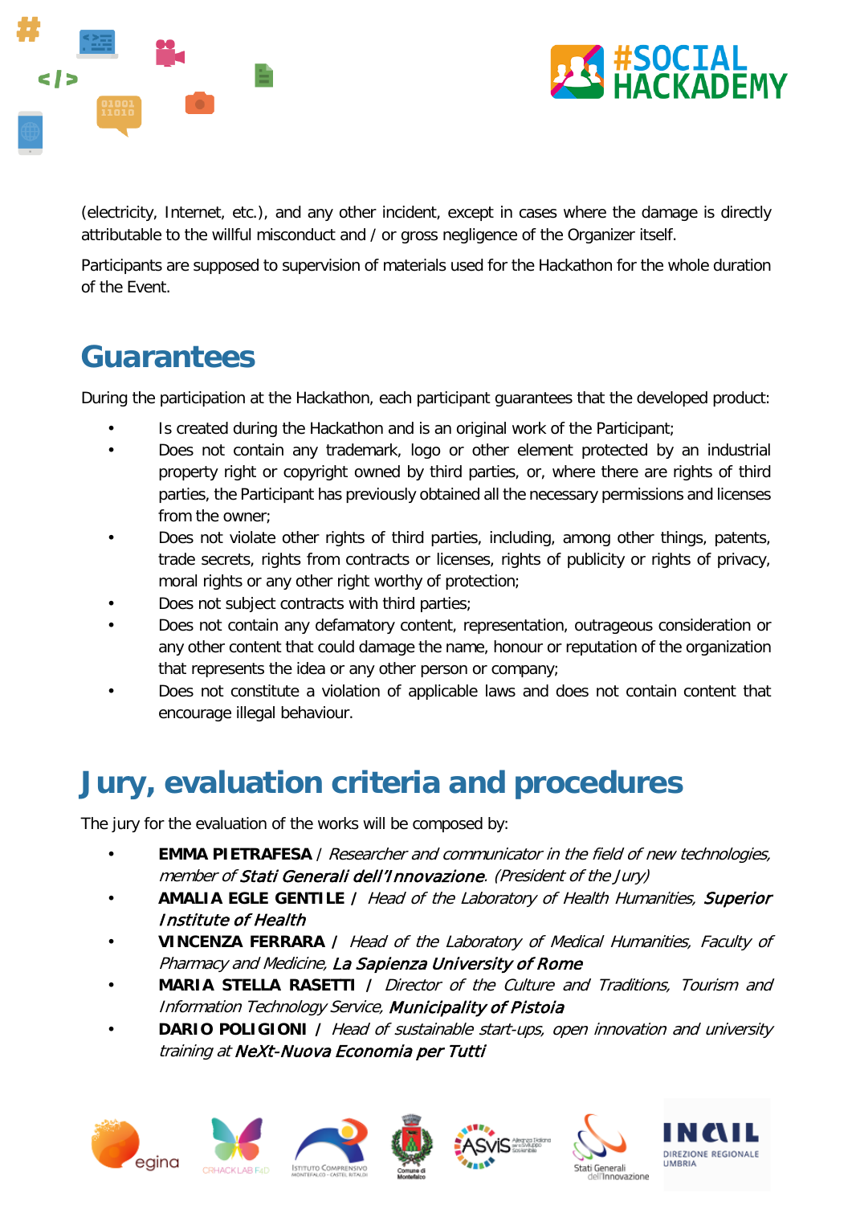(electricity, Internet, etc.), and any other incident, except in cases where the damage is directly attributable to the willful misconduct and / or gross negligence of the Organizer itself.

Participants are supposed to supervision of materials used for the Hackathon for the whole duration of the Event.

## Guarantees

During the participation at the Hackathon, each participant guarantees that the developed product:

- Is created during the Hackathon and is an original work of the Participant;
- Does not contain any trademark, logo or other element protected by an industrial property right or copyright owned by third parties, or, where there are rights of third parties, the Participant has previously obtained all the necessary permissions and licenses from the owner;
- Does not violate other rights of third parties, including, among other things, patents, trade secrets, rights from contracts or licenses, rights of publicity or rights of privacy, moral rights or any other right worthy of protection;
- Does not subject contracts with third parties;
- Does not contain any defamatory content, representation, outrageous consideration or any other content that could damage the name, honour or reputation of the organization that represents the idea or any other person or company;
- Does not constitute a violation of applicable laws and does not contain content that encourage illegal behaviour.

## Jury, evaluation criteria and procedures

The jury for the evaluation of the works will be composed by:

- **EMMA PIETRAFESA** / *Researcher and communicator in the field of new technologies, member of* ***Stati Generali dell'Innovazione****. (President of the Jury)*
- **AMALIA EGLE GENTILE /** *Head of the Laboratory of Health Humanities,* ***Superior Institute of Health***
- **VINCENZA FERRARA /** *Head of the Laboratory of Medical Humanities, Faculty of Pharmacy and Medicine,* ***La Sapienza University of Rome***
- **MARIA STELLA RASETTI /** *Director of the Culture and Traditions, Tourism and Information Technology Service,* ***Municipality of Pistoia***
- **DARIO POLIGIONI /** *Head of sustainable start-ups, open innovation and university training at* ***NeXt-Nuova Economia per Tutti***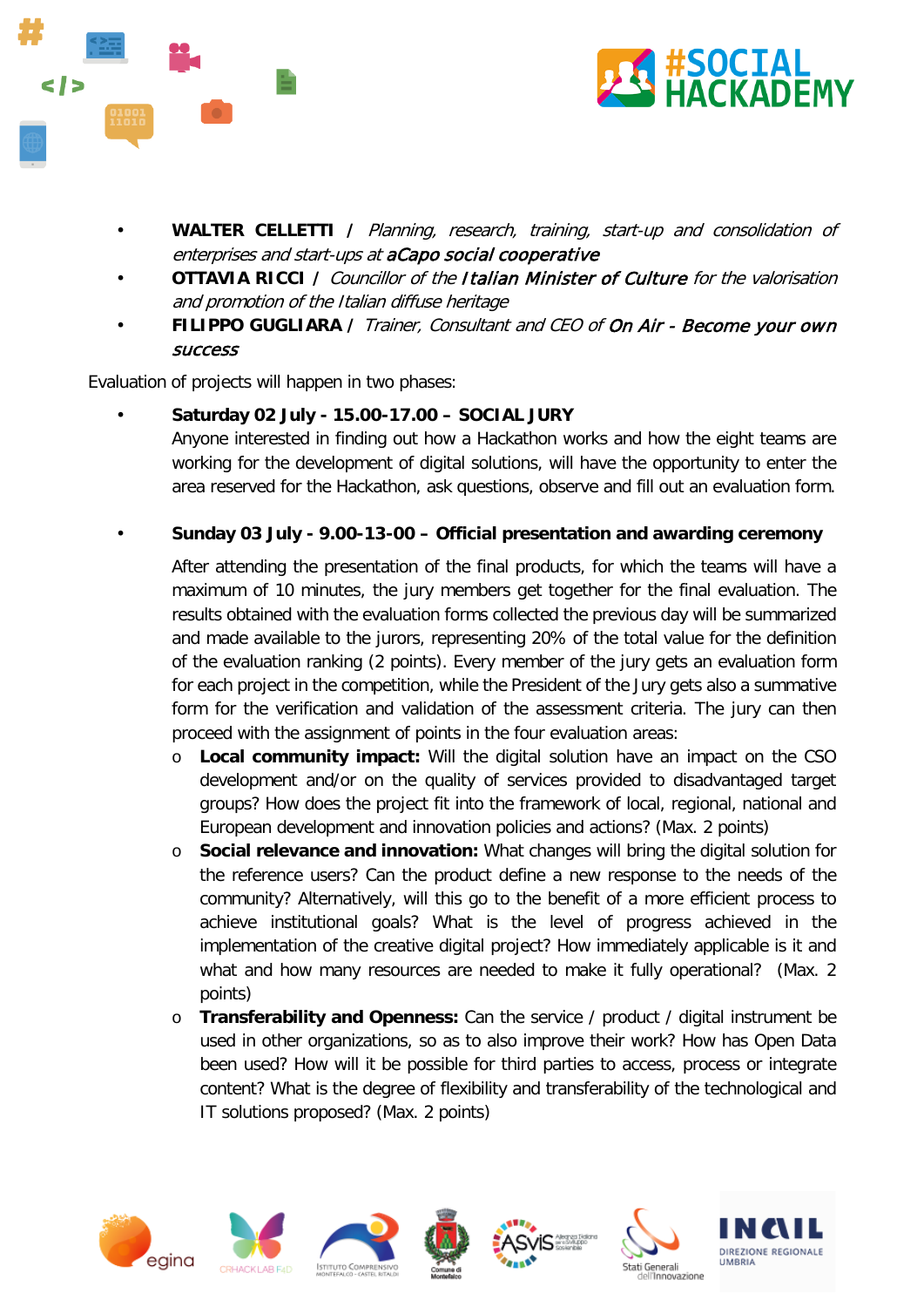- **WALTER CELLETTI /** *Planning, research, training, start-up and consolidation of enterprises and start-ups at* ***aCapo social cooperative***
- **OTTAVIA RICCI /** *Councillor of the* ***Italian Minister of Culture*** *for the valorisation and promotion of the Italian diffuse heritage*
- **FILIPPO GUGLIARA /** *Trainer, Consultant and CEO of* ***On Air - Become your own success***

Evaluation of projects will happen in two phases:

- **Saturday 02 July - 15.00-17.00 – SOCIAL JURY**

  Anyone interested in finding out how a Hackathon works and how the eight teams are working for the development of digital solutions, will have the opportunity to enter the area reserved for the Hackathon, ask questions, observe and fill out an evaluation form.

- **Sunday 03 July - 9.00-13-00 – Official presentation and awarding ceremony**

  After attending the presentation of the final products, for which the teams will have a maximum of 10 minutes, the jury members get together for the final evaluation. The results obtained with the evaluation forms collected the previous day will be summarized and made available to the jurors, representing 20% of the total value for the definition of the evaluation ranking (2 points). Every member of the jury gets an evaluation form for each project in the competition, while the President of the Jury gets also a summative form for the verification and validation of the assessment criteria. The jury can then proceed with the assignment of points in the four evaluation areas:

  - **Local community impact:** Will the digital solution have an impact on the CSO development and/or on the quality of services provided to disadvantaged target groups? How does the project fit into the framework of local, regional, national and European development and innovation policies and actions? (Max. 2 points)
  - **Social relevance and innovation:** What changes will bring the digital solution for the reference users? Can the product define a new response to the needs of the community? Alternatively, will this go to the benefit of a more efficient process to achieve institutional goals? What is the level of progress achieved in the implementation of the creative digital project? How immediately applicable is it and what and how many resources are needed to make it fully operational? (Max. 2 points)
  - **Transferability and Openness:** Can the service / product / digital instrument be used in other organizations, so as to also improve their work? How has Open Data been used? How will it be possible for third parties to access, process or integrate content? What is the degree of flexibility and transferability of the technological and IT solutions proposed? (Max. 2 points)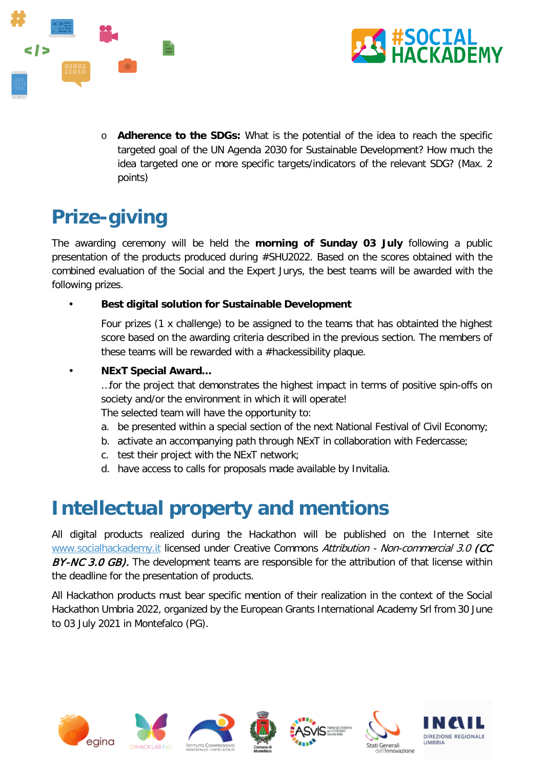- **Adherence to the SDGs:** What is the potential of the idea to reach the specific targeted goal of the UN Agenda 2030 for Sustainable Development? How much the idea targeted one or more specific targets/indicators of the relevant SDG? (Max. 2 points)

# Prize-giving

The awarding ceremony will be held the **morning of Sunday 03 July** following a public presentation of the products produced during #SHU2022. Based on the scores obtained with the combined evaluation of the Social and the Expert Jurys, the best teams will be awarded with the following prizes.

- **Best digital solution for Sustainable Development**

  Four prizes (1 x challenge) to be assigned to the teams that has obtainted the highest score based on the awarding criteria described in the previous section. The members of these teams will be rewarded with a #hackessibility plaque.

- **NExT Special Award…**

  …for the project that demonstrates the highest impact in terms of positive spin-offs on society and/or the environment in which it will operate!

  The selected team will have the opportunity to:

  a. be presented within a special section of the next National Festival of Civil Economy;
  b. activate an accompanying path through NExT in collaboration with Federcasse;
  c. test their project with the NExT network;
  d. have access to calls for proposals made available by Invitalia.

# Intellectual property and mentions

All digital products realized during the Hackathon will be published on the Internet site www.socialhackademy.it licensed under Creative Commons *Attribution - Non-commercial 3.0* ***(CC BY-NC 3.0 GB).*** The development teams are responsible for the attribution of that license within the deadline for the presentation of products.

All Hackathon products must bear specific mention of their realization in the context of the Social Hackathon Umbria 2022, organized by the European Grants International Academy Srl from 30 June to 03 July 2021 in Montefalco (PG).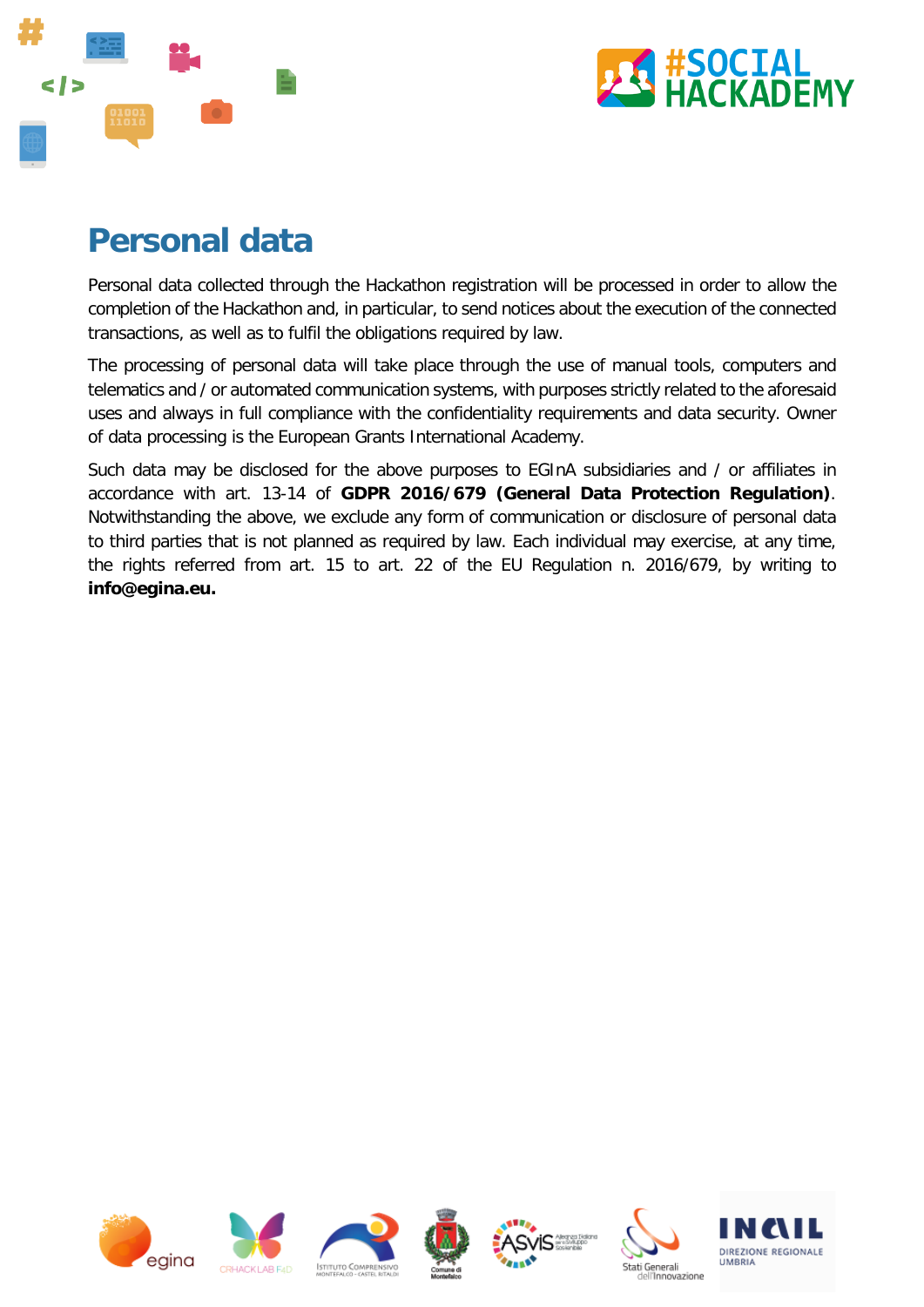# Personal data

Personal data collected through the Hackathon registration will be processed in order to allow the completion of the Hackathon and, in particular, to send notices about the execution of the connected transactions, as well as to fulfil the obligations required by law.

The processing of personal data will take place through the use of manual tools, computers and telematics and / or automated communication systems, with purposes strictly related to the aforesaid uses and always in full compliance with the confidentiality requirements and data security. Owner of data processing is the European Grants International Academy.

Such data may be disclosed for the above purposes to EGInA subsidiaries and / or affiliates in accordance with art. 13-14 of **GDPR 2016/679 (General Data Protection Regulation)**. Notwithstanding the above, we exclude any form of communication or disclosure of personal data to third parties that is not planned as required by law. Each individual may exercise, at any time, the rights referred from art. 15 to art. 22 of the EU Regulation n. 2016/679, by writing to **info@egina.eu.**